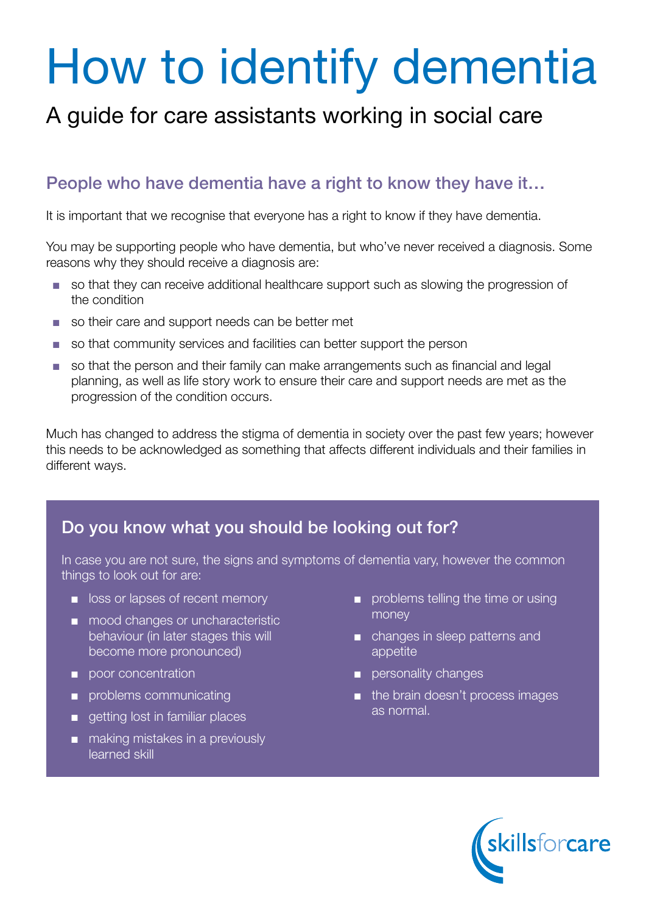# How to identify dementia

## A guide for care assistants working in social care

### People who have dementia have a right to know they have it…

It is important that we recognise that everyone has a right to know if they have dementia.

You may be supporting people who have dementia, but who've never received a diagnosis. Some reasons why they should receive a diagnosis are:

- so that they can receive additional healthcare support such as slowing the progression of the condition
- so their care and support needs can be better met
- so that community services and facilities can better support the person
- so that the person and their family can make arrangements such as financial and legal planning, as well as life story work to ensure their care and support needs are met as the progression of the condition occurs.

Much has changed to address the stigma of dementia in society over the past few years; however this needs to be acknowledged as something that affects different individuals and their families in different ways.

### Do you know what you should be looking out for?

In case you are not sure, the signs and symptoms of dementia vary, however the common things to look out for are:

- loss or lapses of recent memory
- mood changes or uncharacteristic behaviour (in later stages this will become more pronounced)
- poor concentration
- problems communicating
- getting lost in familiar places
- making mistakes in a previously learned skill
- problems telling the time or using money
- changes in sleep patterns and appetite
- personality changes
- the brain doesn't process images as normal.

skillsforcare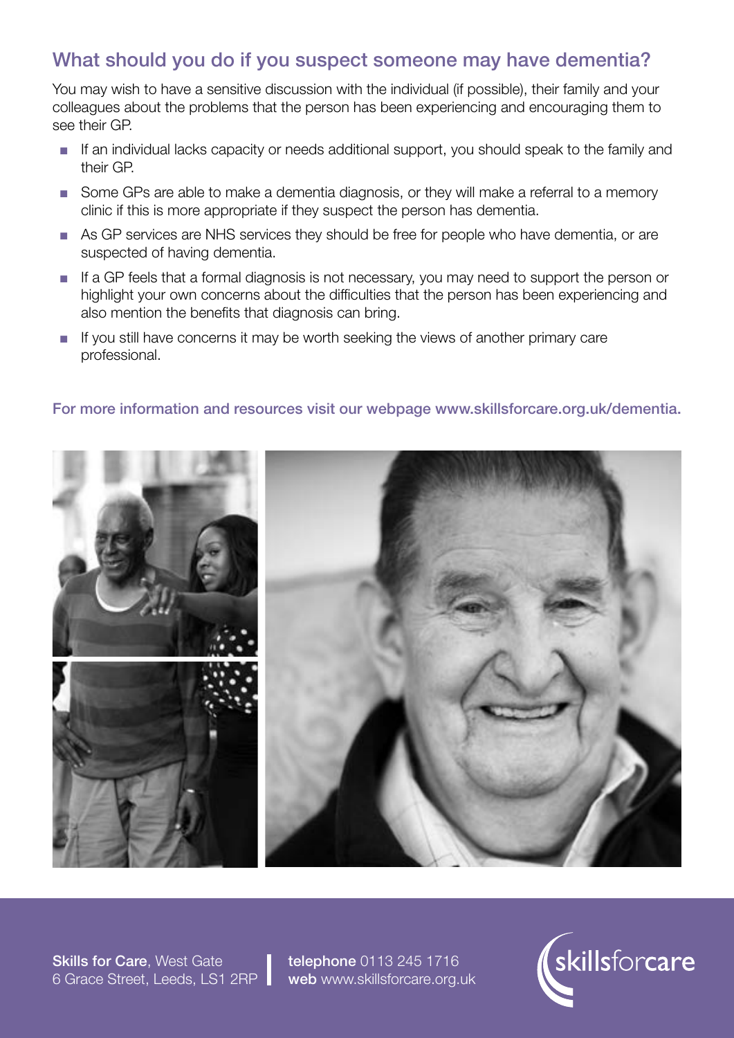## What should you do if you suspect someone may have dementia?

You may wish to have a sensitive discussion with the individual (if possible), their family and your colleagues about the problems that the person has been experiencing and encouraging them to see their GP.

- If an individual lacks capacity or needs additional support, you should speak to the family and their GP.
- Some GPs are able to make a dementia diagnosis, or they will make a referral to a memory clinic if this is more appropriate if they suspect the person has dementia.
- As GP services are NHS services they should be free for people who have dementia, or are suspected of having dementia.
- If a GP feels that a formal diagnosis is not necessary, you may need to support the person or highlight your own concerns about the difficulties that the person has been experiencing and also mention the benefits that diagnosis can bring.
- If you still have concerns it may be worth seeking the views of another primary care professional.

For more information and resources visit our webpage www.skillsforcare.org.uk/dementia.

**Skills for Care**, West Gate
6 Grace Street, Leeds, LS1 2RP

**telephone** 0113 245 1716
**web** www.skillsforcare.org.uk

skillsforcare